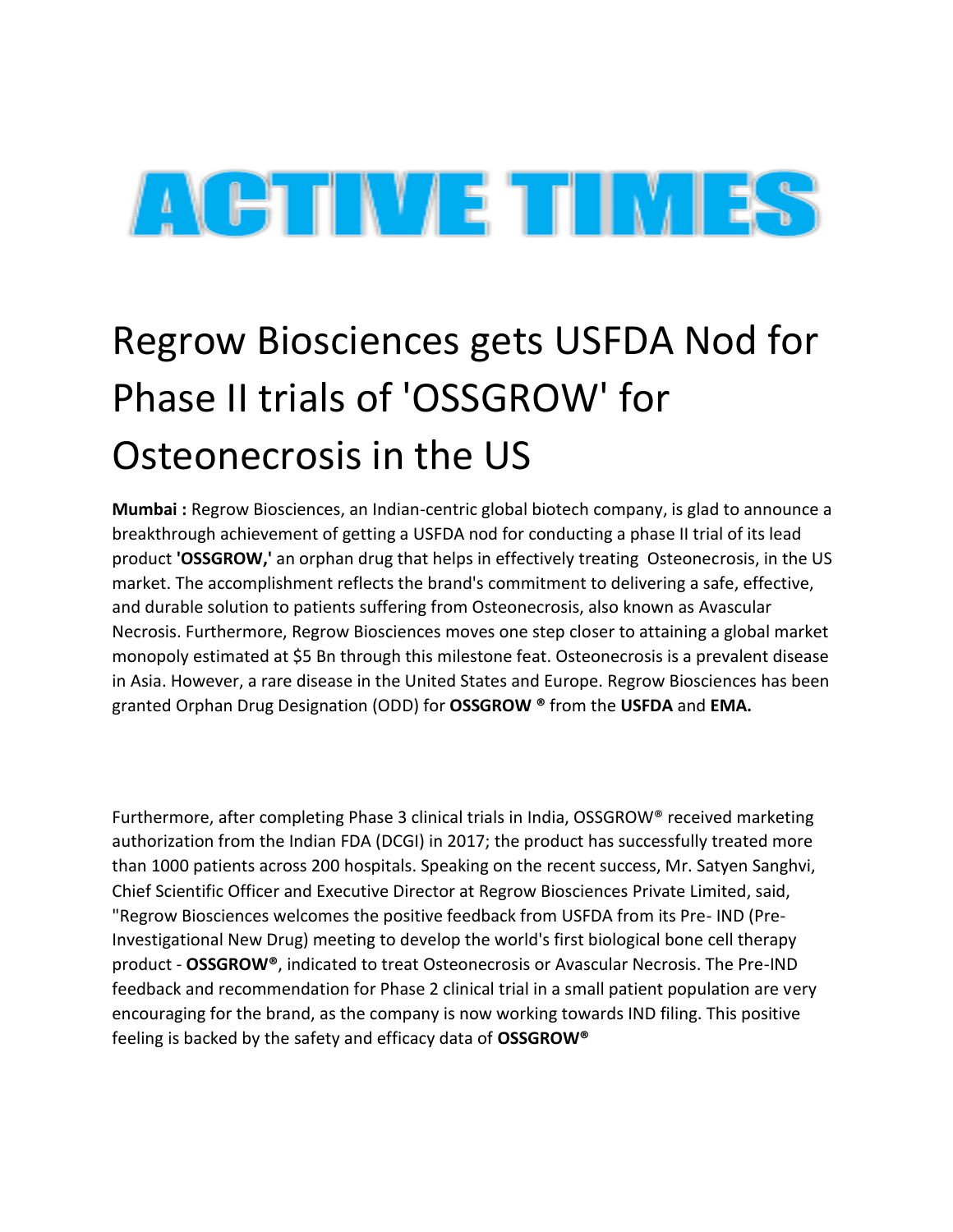# ACTIVE TIMES

## Regrow Biosciences gets USFDA Nod for Phase II trials of 'OSSGROW' for Osteonecrosis in the US

**Mumbai :** Regrow Biosciences, an Indian-centric global biotech company, is glad to announce a breakthrough achievement of getting a USFDA nod for conducting a phase II trial of its lead product **'OSSGROW,'** an orphan drug that helps in effectively treating Osteonecrosis, in the US market. The accomplishment reflects the brand's commitment to delivering a safe, effective, and durable solution to patients suffering from Osteonecrosis, also known as Avascular Necrosis. Furthermore, Regrow Biosciences moves one step closer to attaining a global market monopoly estimated at $5 Bn through this milestone feat. Osteonecrosis is a prevalent disease in Asia. However, a rare disease in the United States and Europe. Regrow Biosciences has been granted Orphan Drug Designation (ODD) for **OSSGROW ®** from the **USFDA** and **EMA.**

Furthermore, after completing Phase 3 clinical trials in India, OSSGROW® received marketing authorization from the Indian FDA (DCGI) in 2017; the product has successfully treated more than 1000 patients across 200 hospitals. Speaking on the recent success, Mr. Satyen Sanghvi, Chief Scientific Officer and Executive Director at Regrow Biosciences Private Limited, said, "Regrow Biosciences welcomes the positive feedback from USFDA from its Pre- IND (Pre-Investigational New Drug) meeting to develop the world's first biological bone cell therapy product - **OSSGROW®**, indicated to treat Osteonecrosis or Avascular Necrosis. The Pre-IND feedback and recommendation for Phase 2 clinical trial in a small patient population are very encouraging for the brand, as the company is now working towards IND filing. This positive feeling is backed by the safety and efficacy data of **OSSGROW®**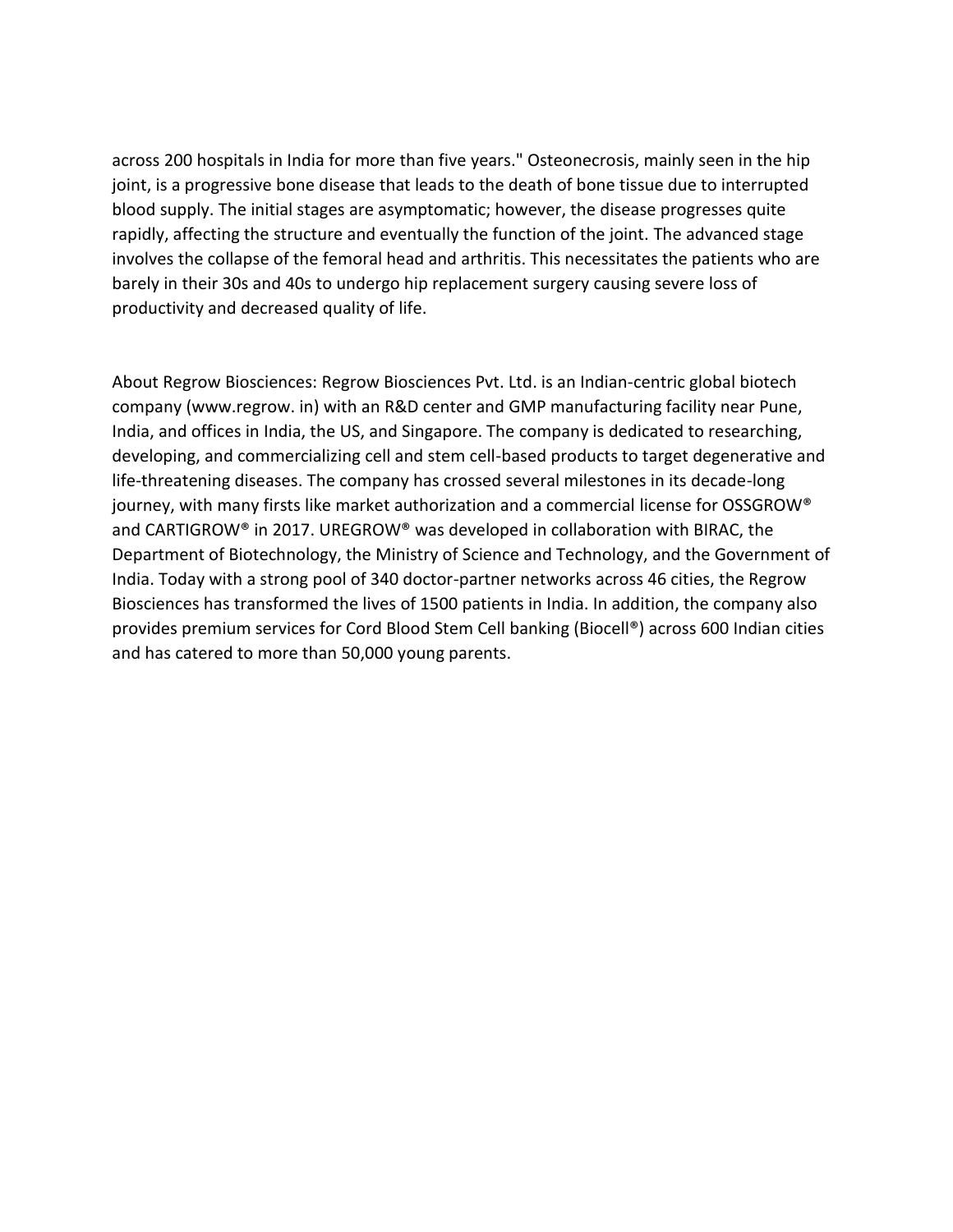across 200 hospitals in India for more than five years." Osteonecrosis, mainly seen in the hip joint, is a progressive bone disease that leads to the death of bone tissue due to interrupted blood supply. The initial stages are asymptomatic; however, the disease progresses quite rapidly, affecting the structure and eventually the function of the joint. The advanced stage involves the collapse of the femoral head and arthritis. This necessitates the patients who are barely in their 30s and 40s to undergo hip replacement surgery causing severe loss of productivity and decreased quality of life.

About Regrow Biosciences: Regrow Biosciences Pvt. Ltd. is an Indian-centric global biotech company (www.regrow. in) with an R&D center and GMP manufacturing facility near Pune, India, and offices in India, the US, and Singapore. The company is dedicated to researching, developing, and commercializing cell and stem cell-based products to target degenerative and life-threatening diseases. The company has crossed several milestones in its decade-long journey, with many firsts like market authorization and a commercial license for OSSGROW® and CARTIGROW® in 2017. UREGROW® was developed in collaboration with BIRAC, the Department of Biotechnology, the Ministry of Science and Technology, and the Government of India. Today with a strong pool of 340 doctor-partner networks across 46 cities, the Regrow Biosciences has transformed the lives of 1500 patients in India. In addition, the company also provides premium services for Cord Blood Stem Cell banking (Biocell®) across 600 Indian cities and has catered to more than 50,000 young parents.